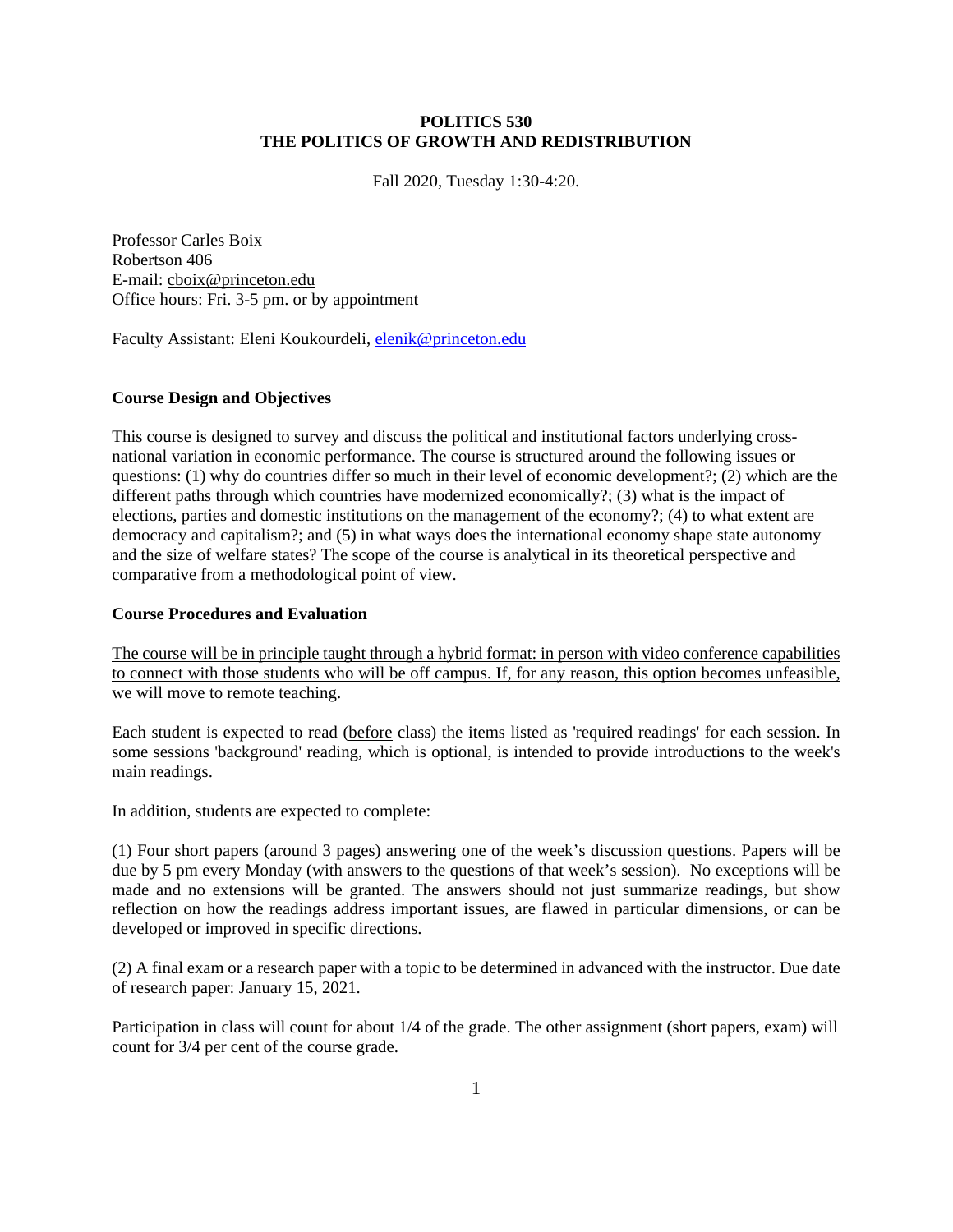# POLITICS 530
# THE POLITICS OF GROWTH AND REDISTRIBUTION

Fall 2020, Tuesday 1:30-4:20.

Professor Carles Boix
Robertson 406
E-mail: cboix@princeton.edu
Office hours: Fri. 3-5 pm. or by appointment

Faculty Assistant: Eleni Koukourdeli, elenik@princeton.edu

## Course Design and Objectives

This course is designed to survey and discuss the political and institutional factors underlying cross-national variation in economic performance. The course is structured around the following issues or questions: (1) why do countries differ so much in their level of economic development?; (2) which are the different paths through which countries have modernized economically?; (3) what is the impact of elections, parties and domestic institutions on the management of the economy?; (4) to what extent are democracy and capitalism?; and (5) in what ways does the international economy shape state autonomy and the size of welfare states? The scope of the course is analytical in its theoretical perspective and comparative from a methodological point of view.

## Course Procedures and Evaluation

The course will be in principle taught through a hybrid format: in person with video conference capabilities to connect with those students who will be off campus. If, for any reason, this option becomes unfeasible, we will move to remote teaching.

Each student is expected to read (before class) the items listed as 'required readings' for each session. In some sessions 'background' reading, which is optional, is intended to provide introductions to the week's main readings.

In addition, students are expected to complete:

(1) Four short papers (around 3 pages) answering one of the week's discussion questions. Papers will be due by 5 pm every Monday (with answers to the questions of that week's session). No exceptions will be made and no extensions will be granted. The answers should not just summarize readings, but show reflection on how the readings address important issues, are flawed in particular dimensions, or can be developed or improved in specific directions.

(2) A final exam or a research paper with a topic to be determined in advanced with the instructor. Due date of research paper: January 15, 2021.

Participation in class will count for about 1/4 of the grade. The other assignment (short papers, exam) will count for 3/4 per cent of the course grade.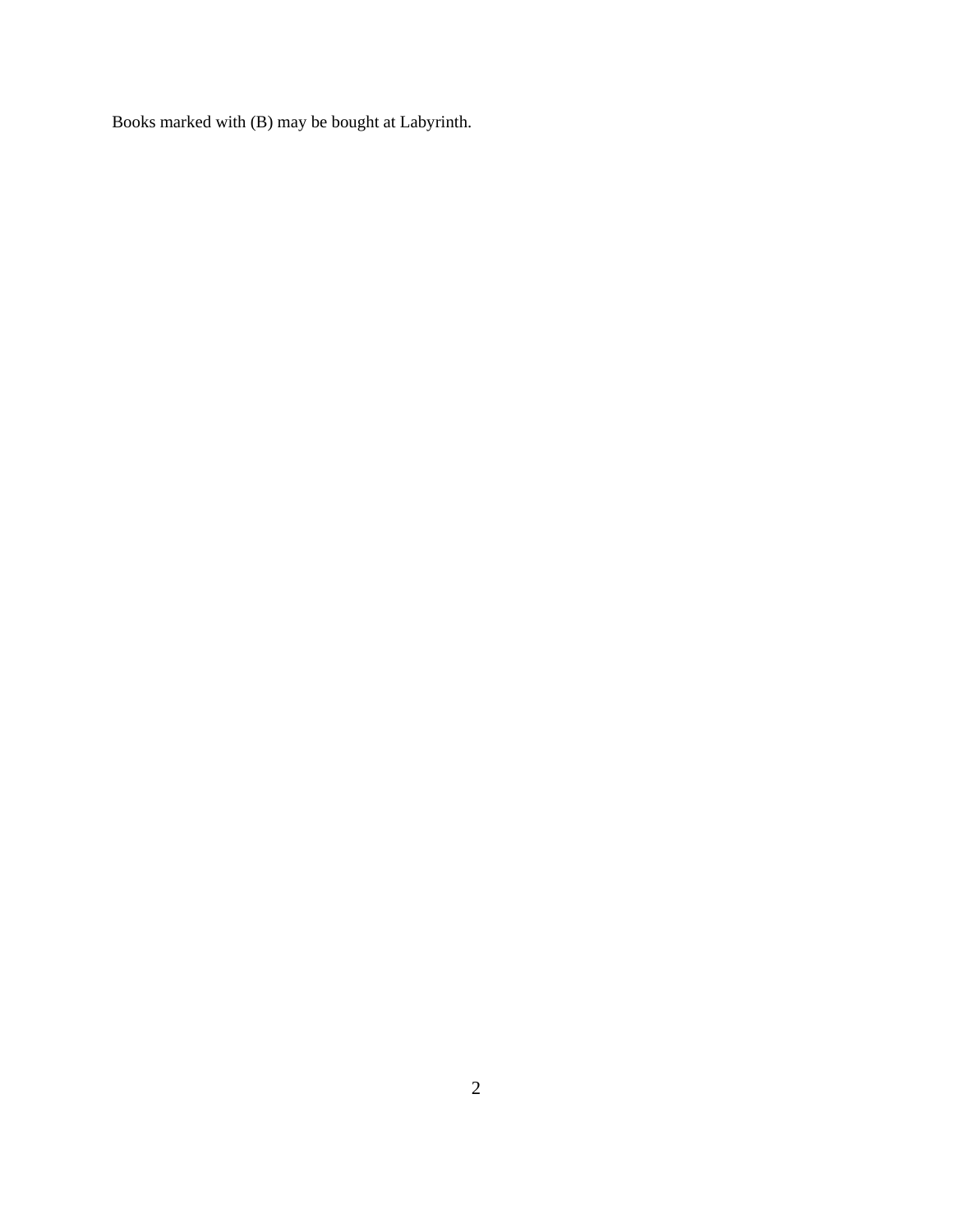Books marked with (B) may be bought at Labyrinth.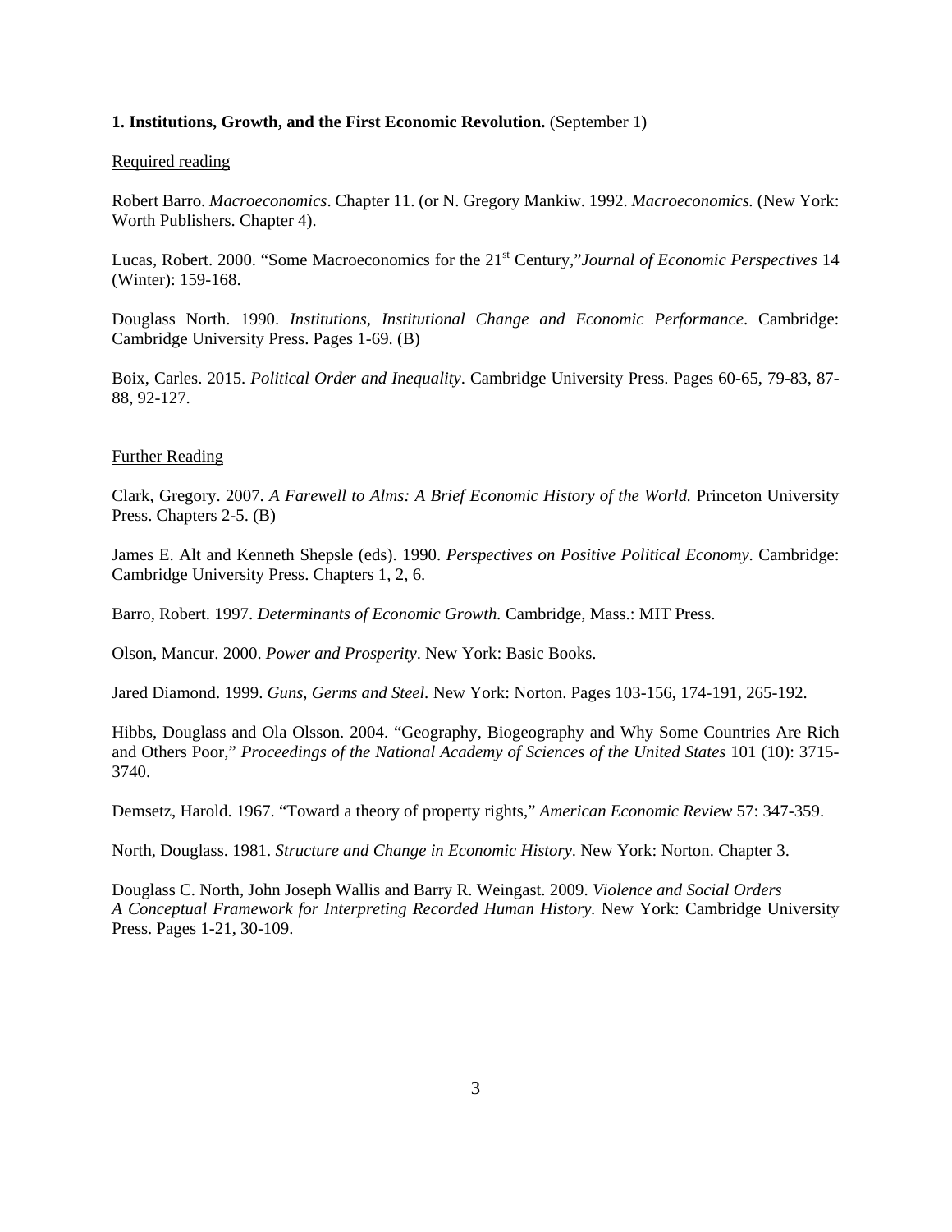**1. Institutions, Growth, and the First Economic Revolution.** (September 1)

Required reading

Robert Barro. *Macroeconomics*. Chapter 11. (or N. Gregory Mankiw. 1992. *Macroeconomics.* (New York: Worth Publishers. Chapter 4).

Lucas, Robert. 2000. "Some Macroeconomics for the 21st Century,"*Journal of Economic Perspectives* 14 (Winter): 159-168.

Douglass North. 1990. *Institutions, Institutional Change and Economic Performance*. Cambridge: Cambridge University Press. Pages 1-69. (B)

Boix, Carles. 2015. *Political Order and Inequality*. Cambridge University Press. Pages 60-65, 79-83, 87-88, 92-127.

Further Reading

Clark, Gregory. 2007. *A Farewell to Alms: A Brief Economic History of the World.* Princeton University Press. Chapters 2-5. (B)

James E. Alt and Kenneth Shepsle (eds). 1990. *Perspectives on Positive Political Economy*. Cambridge: Cambridge University Press. Chapters 1, 2, 6.

Barro, Robert. 1997. *Determinants of Economic Growth.* Cambridge, Mass.: MIT Press.

Olson, Mancur. 2000. *Power and Prosperity*. New York: Basic Books.

Jared Diamond. 1999. *Guns, Germs and Steel.* New York: Norton. Pages 103-156, 174-191, 265-192.

Hibbs, Douglass and Ola Olsson. 2004. "Geography, Biogeography and Why Some Countries Are Rich and Others Poor," *Proceedings of the National Academy of Sciences of the United States* 101 (10): 3715-3740.

Demsetz, Harold. 1967. "Toward a theory of property rights," *American Economic Review* 57: 347-359.

North, Douglass. 1981. *Structure and Change in Economic History*. New York: Norton. Chapter 3.

Douglass C. North, John Joseph Wallis and Barry R. Weingast. 2009. *Violence and Social Orders A Conceptual Framework for Interpreting Recorded Human History.* New York: Cambridge University Press. Pages 1-21, 30-109.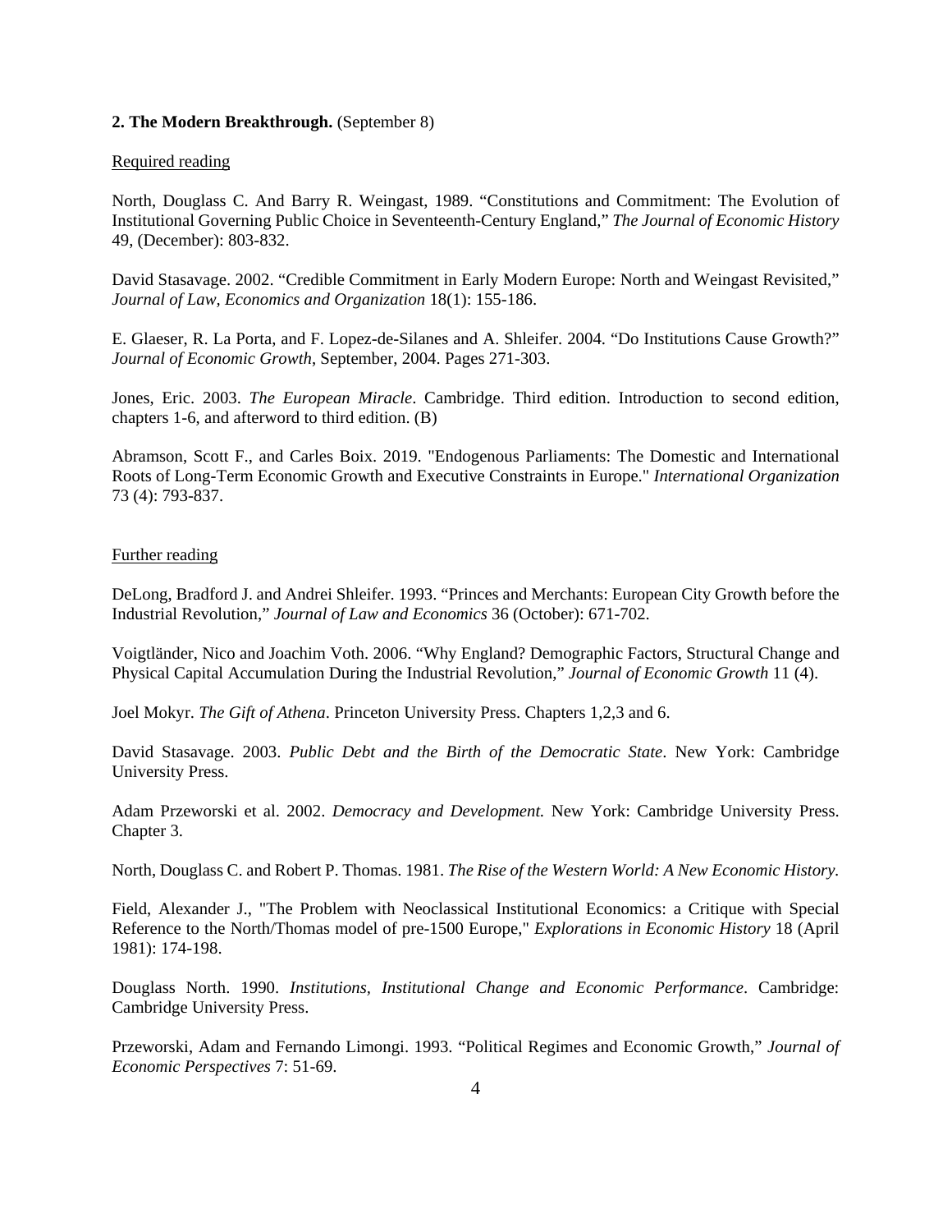**2. The Modern Breakthrough.** (September 8)

Required reading

North, Douglass C. And Barry R. Weingast, 1989. "Constitutions and Commitment: The Evolution of Institutional Governing Public Choice in Seventeenth-Century England," *The Journal of Economic History* 49, (December): 803-832.

David Stasavage. 2002. "Credible Commitment in Early Modern Europe: North and Weingast Revisited," *Journal of Law, Economics and Organization* 18(1): 155-186.

E. Glaeser, R. La Porta, and F. Lopez-de-Silanes and A. Shleifer. 2004. "Do Institutions Cause Growth?" *Journal of Economic Growth*, September, 2004. Pages 271-303.

Jones, Eric. 2003. *The European Miracle*. Cambridge. Third edition. Introduction to second edition, chapters 1-6, and afterword to third edition. (B)

Abramson, Scott F., and Carles Boix. 2019. "Endogenous Parliaments: The Domestic and International Roots of Long-Term Economic Growth and Executive Constraints in Europe." *International Organization* 73 (4): 793-837.

Further reading

DeLong, Bradford J. and Andrei Shleifer. 1993. "Princes and Merchants: European City Growth before the Industrial Revolution," *Journal of Law and Economics* 36 (October): 671-702.

Voigtländer, Nico and Joachim Voth. 2006. "Why England? Demographic Factors, Structural Change and Physical Capital Accumulation During the Industrial Revolution," *Journal of Economic Growth* 11 (4).

Joel Mokyr. *The Gift of Athena*. Princeton University Press. Chapters 1,2,3 and 6.

David Stasavage. 2003. *Public Debt and the Birth of the Democratic State*. New York: Cambridge University Press.

Adam Przeworski et al. 2002. *Democracy and Development.* New York: Cambridge University Press. Chapter 3.

North, Douglass C. and Robert P. Thomas. 1981. *The Rise of the Western World: A New Economic History.*

Field, Alexander J., "The Problem with Neoclassical Institutional Economics: a Critique with Special Reference to the North/Thomas model of pre-1500 Europe," *Explorations in Economic History* 18 (April 1981): 174-198.

Douglass North. 1990. *Institutions, Institutional Change and Economic Performance*. Cambridge: Cambridge University Press.

Przeworski, Adam and Fernando Limongi. 1993. "Political Regimes and Economic Growth," *Journal of Economic Perspectives* 7: 51-69.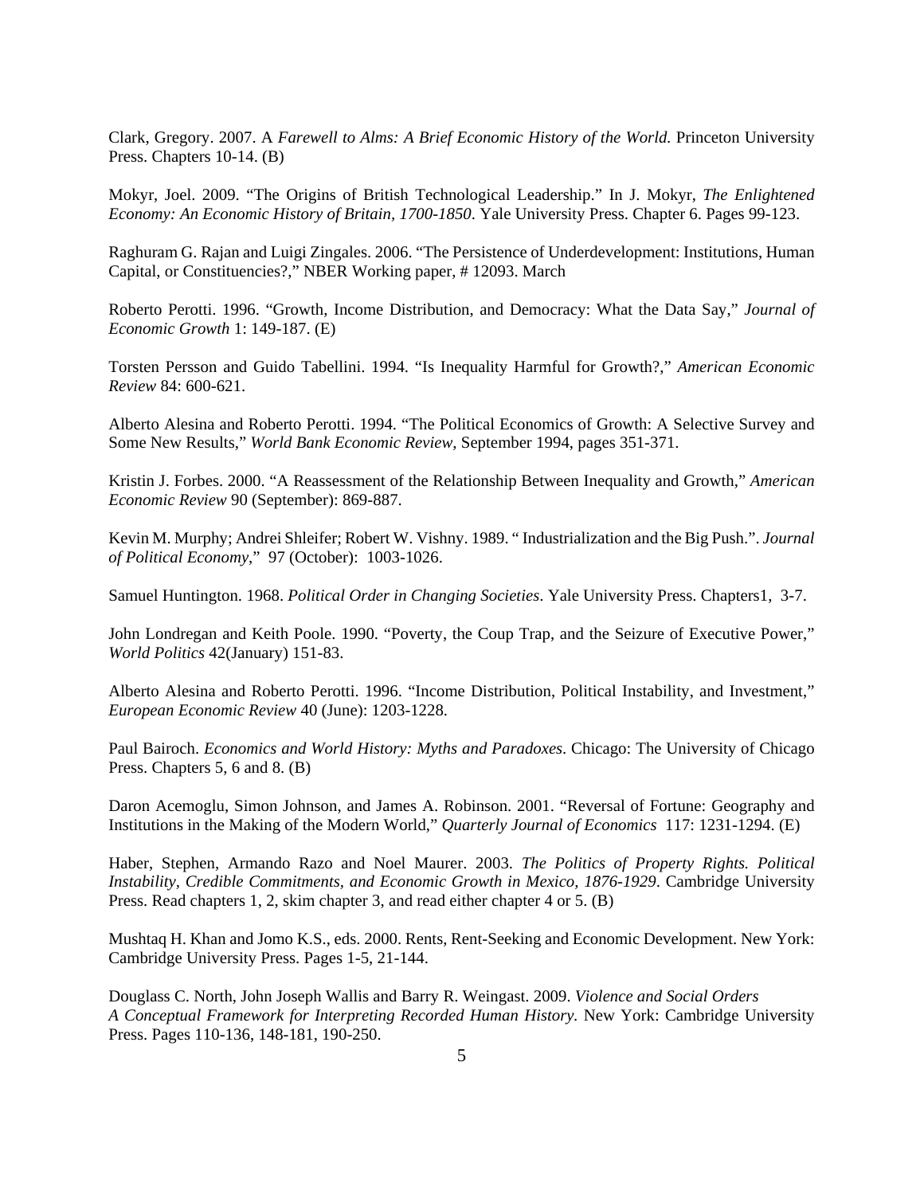Clark, Gregory. 2007. A *Farewell to Alms: A Brief Economic History of the World.* Princeton University Press. Chapters 10-14. (B)

Mokyr, Joel. 2009. "The Origins of British Technological Leadership." In J. Mokyr, *The Enlightened Economy: An Economic History of Britain, 1700-1850*. Yale University Press. Chapter 6. Pages 99-123.

Raghuram G. Rajan and Luigi Zingales. 2006. "The Persistence of Underdevelopment: Institutions, Human Capital, or Constituencies?," NBER Working paper, # 12093. March

Roberto Perotti. 1996. "Growth, Income Distribution, and Democracy: What the Data Say," *Journal of Economic Growth* 1: 149-187. (E)

Torsten Persson and Guido Tabellini. 1994. "Is Inequality Harmful for Growth?," *American Economic Review* 84: 600-621.

Alberto Alesina and Roberto Perotti. 1994. "The Political Economics of Growth: A Selective Survey and Some New Results," *World Bank Economic Review*, September 1994, pages 351-371.

Kristin J. Forbes. 2000. "A Reassessment of the Relationship Between Inequality and Growth," *American Economic Review* 90 (September): 869-887.

Kevin M. Murphy; Andrei Shleifer; Robert W. Vishny. 1989. " Industrialization and the Big Push.". *Journal of Political Economy*," 97 (October): 1003-1026.

Samuel Huntington. 1968. *Political Order in Changing Societies*. Yale University Press. Chapters1, 3-7.

John Londregan and Keith Poole. 1990. "Poverty, the Coup Trap, and the Seizure of Executive Power," *World Politics* 42(January) 151-83.

Alberto Alesina and Roberto Perotti. 1996. "Income Distribution, Political Instability, and Investment," *European Economic Review* 40 (June): 1203-1228.

Paul Bairoch. *Economics and World History: Myths and Paradoxes*. Chicago: The University of Chicago Press. Chapters 5, 6 and 8. (B)

Daron Acemoglu, Simon Johnson, and James A. Robinson. 2001. "Reversal of Fortune: Geography and Institutions in the Making of the Modern World," *Quarterly Journal of Economics* 117: 1231-1294. (E)

Haber, Stephen, Armando Razo and Noel Maurer. 2003. *The Politics of Property Rights. Political Instability, Credible Commitments, and Economic Growth in Mexico, 1876-1929*. Cambridge University Press. Read chapters 1, 2, skim chapter 3, and read either chapter 4 or 5. (B)

Mushtaq H. Khan and Jomo K.S., eds. 2000. Rents, Rent-Seeking and Economic Development. New York: Cambridge University Press. Pages 1-5, 21-144.

Douglass C. North, John Joseph Wallis and Barry R. Weingast. 2009. *Violence and Social Orders A Conceptual Framework for Interpreting Recorded Human History.* New York: Cambridge University Press. Pages 110-136, 148-181, 190-250.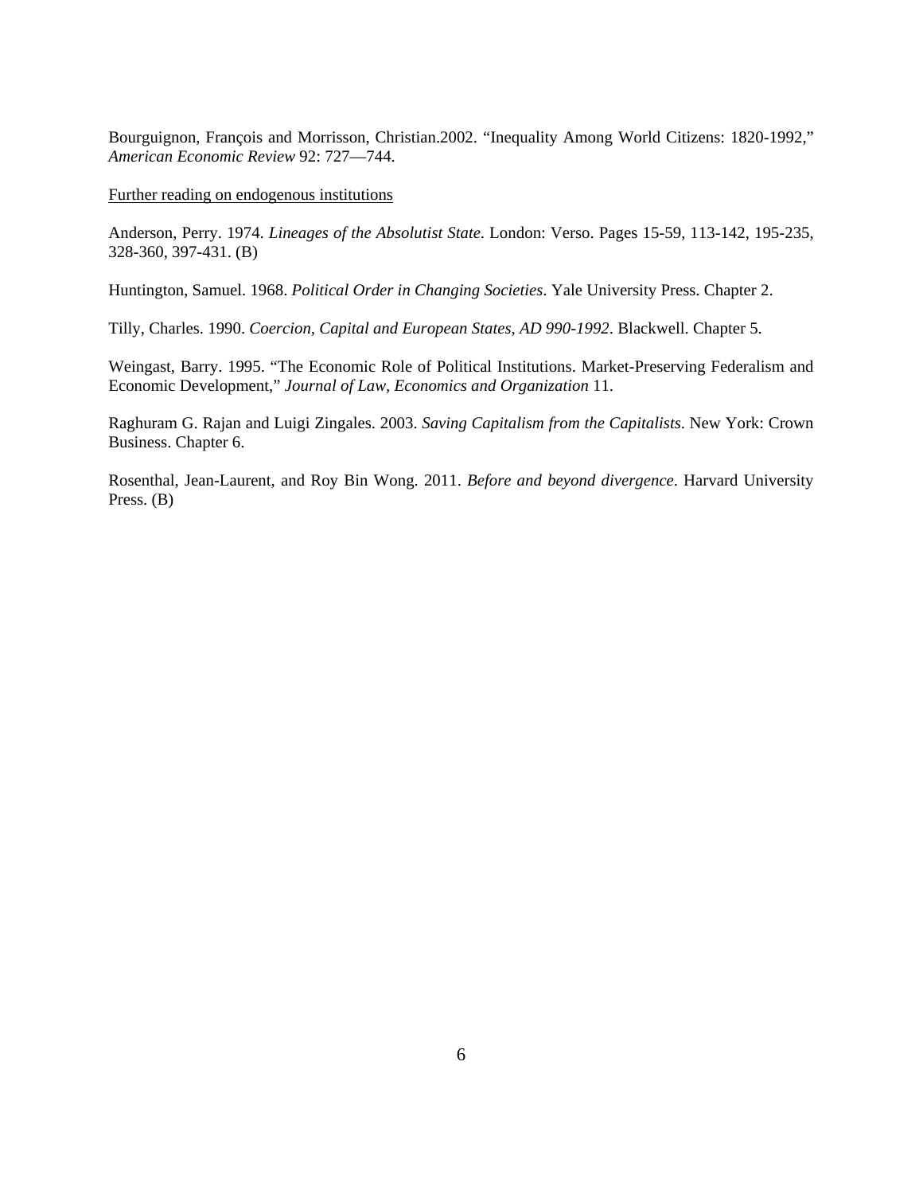Bourguignon, François and Morrisson, Christian.2002. "Inequality Among World Citizens: 1820-1992," *American Economic Review* 92: 727—744.

<u>Further reading on endogenous institutions</u>

Anderson, Perry. 1974. *Lineages of the Absolutist State*. London: Verso. Pages 15-59, 113-142, 195-235, 328-360, 397-431. (B)

Huntington, Samuel. 1968. *Political Order in Changing Societies*. Yale University Press. Chapter 2.

Tilly, Charles. 1990. *Coercion, Capital and European States, AD 990-1992*. Blackwell. Chapter 5.

Weingast, Barry. 1995. "The Economic Role of Political Institutions. Market-Preserving Federalism and Economic Development," *Journal of Law, Economics and Organization* 11.

Raghuram G. Rajan and Luigi Zingales. 2003. *Saving Capitalism from the Capitalists*. New York: Crown Business. Chapter 6.

Rosenthal, Jean-Laurent, and Roy Bin Wong. 2011. *Before and beyond divergence*. Harvard University Press. (B)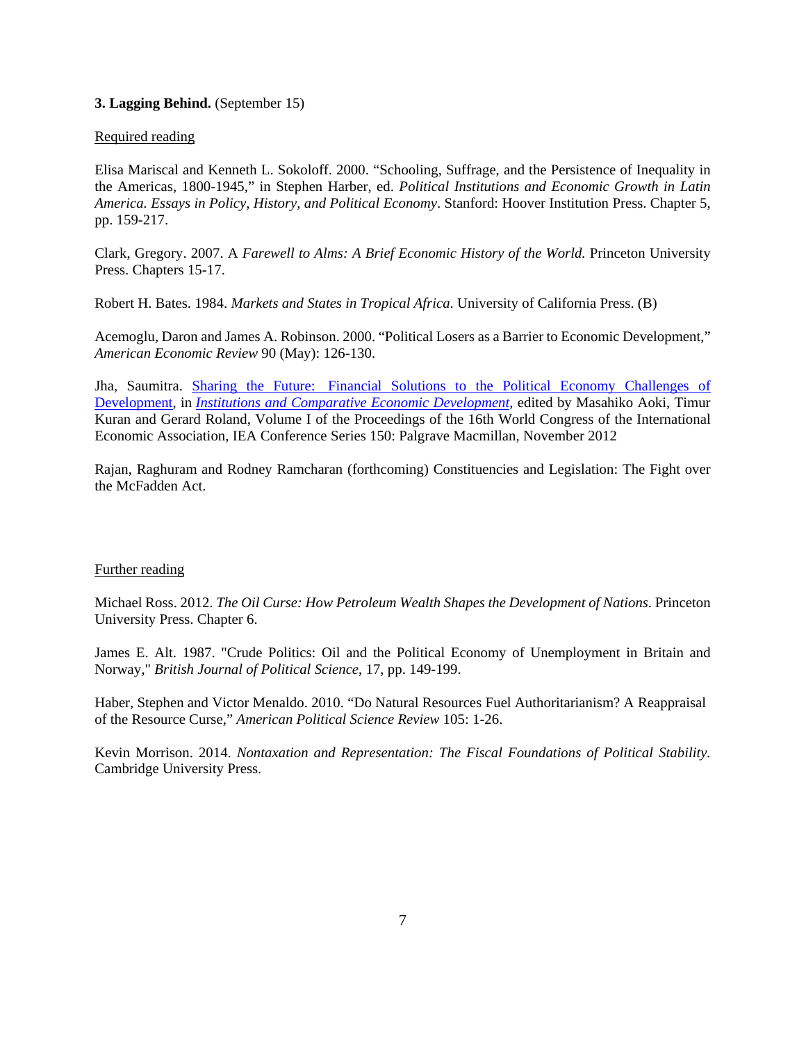**3. Lagging Behind.** (September 15)

Required reading

Elisa Mariscal and Kenneth L. Sokoloff. 2000. "Schooling, Suffrage, and the Persistence of Inequality in the Americas, 1800-1945," in Stephen Harber, ed. *Political Institutions and Economic Growth in Latin America. Essays in Policy, History, and Political Economy*. Stanford: Hoover Institution Press. Chapter 5, pp. 159-217.

Clark, Gregory. 2007. A *Farewell to Alms: A Brief Economic History of the World.* Princeton University Press. Chapters 15-17.

Robert H. Bates. 1984. *Markets and States in Tropical Africa*. University of California Press. (B)

Acemoglu, Daron and James A. Robinson. 2000. "Political Losers as a Barrier to Economic Development," *American Economic Review* 90 (May): 126-130.

Jha, Saumitra. Sharing the Future: Financial Solutions to the Political Economy Challenges of Development, in *Institutions and Comparative Economic Development*, edited by Masahiko Aoki, Timur Kuran and Gerard Roland, Volume I of the Proceedings of the 16th World Congress of the International Economic Association, IEA Conference Series 150: Palgrave Macmillan, November 2012

Rajan, Raghuram and Rodney Ramcharan (forthcoming) Constituencies and Legislation: The Fight over the McFadden Act.

Further reading

Michael Ross. 2012. *The Oil Curse: How Petroleum Wealth Shapes the Development of Nations*. Princeton University Press. Chapter 6.

James E. Alt. 1987. "Crude Politics: Oil and the Political Economy of Unemployment in Britain and Norway," *British Journal of Political Science*, 17, pp. 149-199.

Haber, Stephen and Victor Menaldo. 2010. "Do Natural Resources Fuel Authoritarianism? A Reappraisal of the Resource Curse," *American Political Science Review* 105: 1-26.

Kevin Morrison. 2014. *Nontaxation and Representation: The Fiscal Foundations of Political Stability.* Cambridge University Press.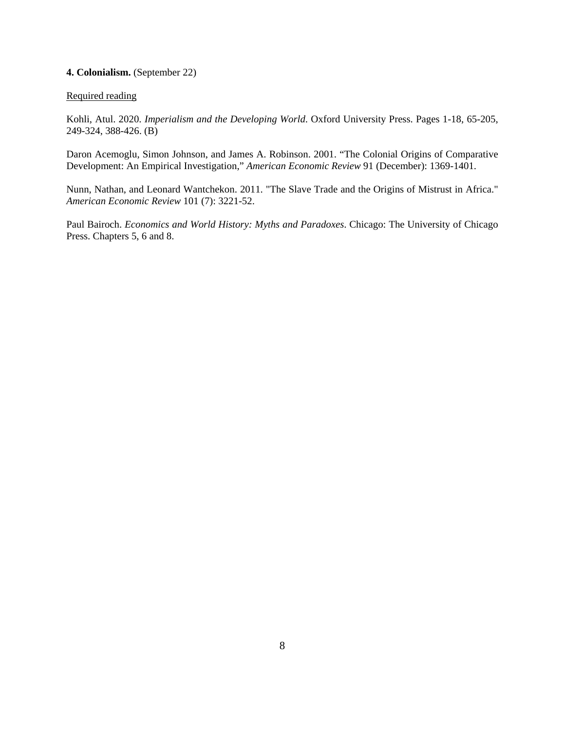**4. Colonialism.** (September 22)

<u>Required reading</u>

Kohli, Atul. 2020. *Imperialism and the Developing World*. Oxford University Press. Pages 1-18, 65-205, 249-324, 388-426. (B)

Daron Acemoglu, Simon Johnson, and James A. Robinson. 2001. "The Colonial Origins of Comparative Development: An Empirical Investigation," *American Economic Review* 91 (December): 1369-1401.

Nunn, Nathan, and Leonard Wantchekon. 2011. "The Slave Trade and the Origins of Mistrust in Africa." *American Economic Review* 101 (7): 3221-52.

Paul Bairoch. *Economics and World History: Myths and Paradoxes*. Chicago: The University of Chicago Press. Chapters 5, 6 and 8.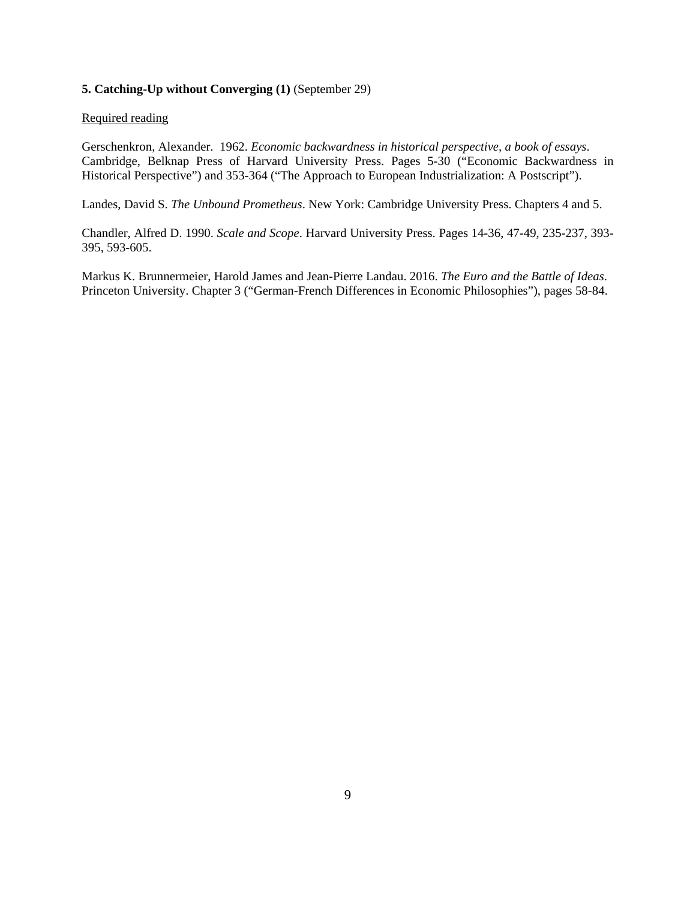**5. Catching-Up without Converging (1)** (September 29)

Required reading

Gerschenkron, Alexander. 1962. *Economic backwardness in historical perspective, a book of essays*. Cambridge, Belknap Press of Harvard University Press. Pages 5-30 ("Economic Backwardness in Historical Perspective") and 353-364 ("The Approach to European Industrialization: A Postscript").

Landes, David S. *The Unbound Prometheus*. New York: Cambridge University Press. Chapters 4 and 5.

Chandler, Alfred D. 1990. *Scale and Scope*. Harvard University Press. Pages 14-36, 47-49, 235-237, 393-395, 593-605.

Markus K. Brunnermeier, Harold James and Jean-Pierre Landau. 2016. *The Euro and the Battle of Ideas*. Princeton University. Chapter 3 ("German-French Differences in Economic Philosophies"), pages 58-84.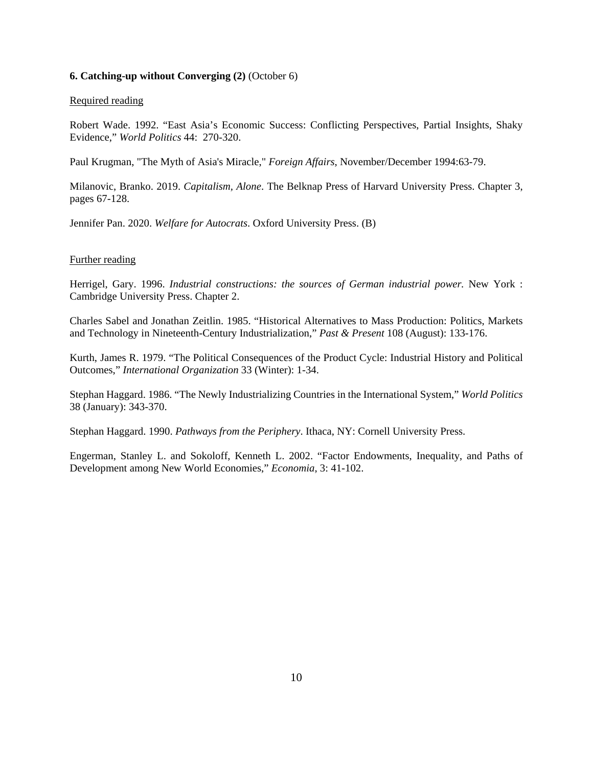**6. Catching-up without Converging (2)** (October 6)

Required reading

Robert Wade. 1992. "East Asia's Economic Success: Conflicting Perspectives, Partial Insights, Shaky Evidence," *World Politics* 44: 270-320.

Paul Krugman, "The Myth of Asia's Miracle," *Foreign Affairs*, November/December 1994:63-79.

Milanovic, Branko. 2019. *Capitalism, Alone*. The Belknap Press of Harvard University Press. Chapter 3, pages 67-128.

Jennifer Pan. 2020. *Welfare for Autocrats*. Oxford University Press. (B)

Further reading

Herrigel, Gary. 1996. *Industrial constructions: the sources of German industrial power.* New York : Cambridge University Press. Chapter 2.

Charles Sabel and Jonathan Zeitlin. 1985. "Historical Alternatives to Mass Production: Politics, Markets and Technology in Nineteenth-Century Industrialization," *Past & Present* 108 (August): 133-176.

Kurth, James R. 1979. "The Political Consequences of the Product Cycle: Industrial History and Political Outcomes," *International Organization* 33 (Winter): 1-34.

Stephan Haggard. 1986. "The Newly Industrializing Countries in the International System," *World Politics* 38 (January): 343-370.

Stephan Haggard. 1990. *Pathways from the Periphery*. Ithaca, NY: Cornell University Press.

Engerman, Stanley L. and Sokoloff, Kenneth L. 2002. "Factor Endowments, Inequality, and Paths of Development among New World Economies," *Economia*, 3: 41-102.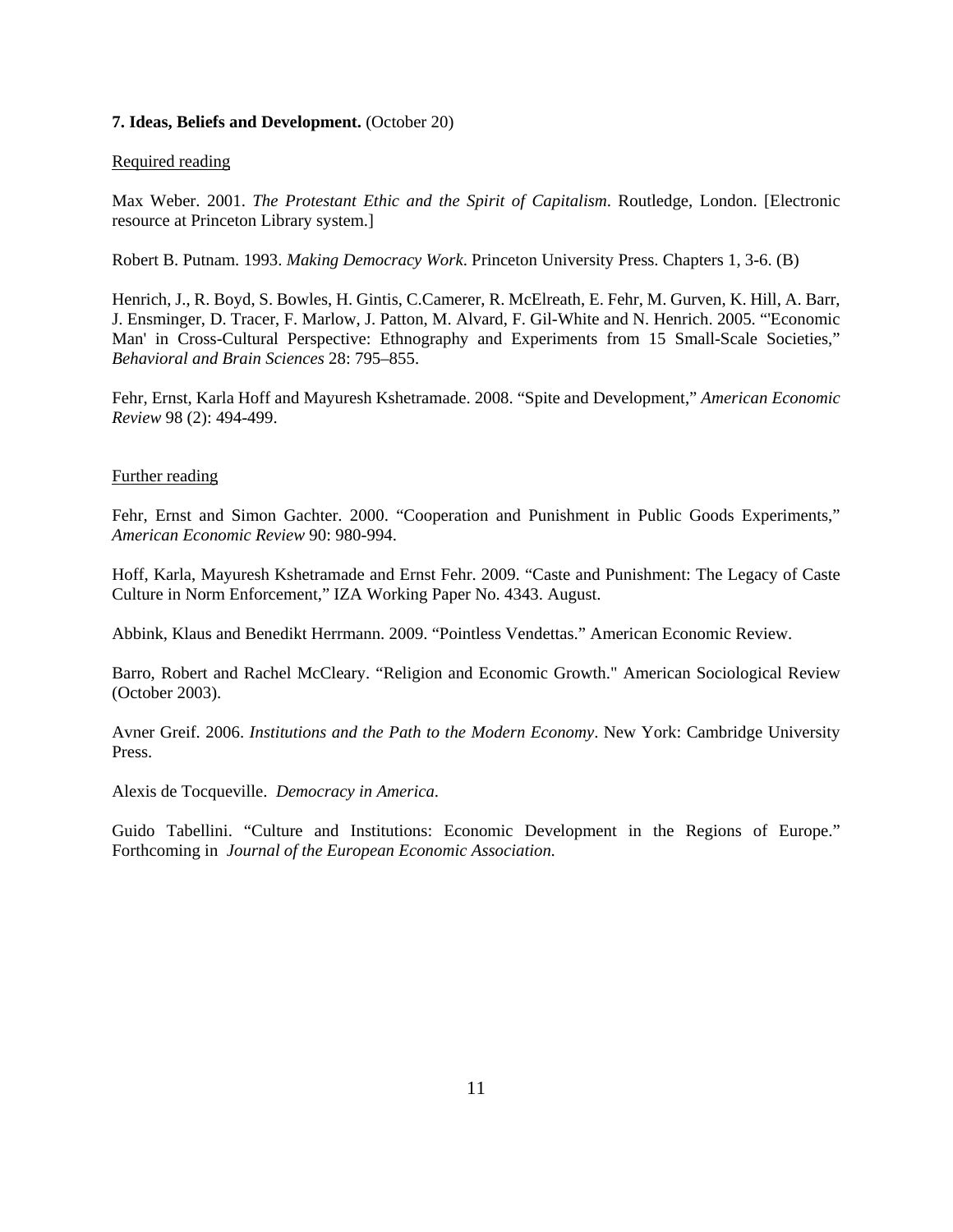**7. Ideas, Beliefs and Development.** (October 20)

Required reading

Max Weber. 2001. *The Protestant Ethic and the Spirit of Capitalism*. Routledge, London. [Electronic resource at Princeton Library system.]

Robert B. Putnam. 1993. *Making Democracy Work*. Princeton University Press. Chapters 1, 3-6. (B)

Henrich, J., R. Boyd, S. Bowles, H. Gintis, C.Camerer, R. McElreath, E. Fehr, M. Gurven, K. Hill, A. Barr, J. Ensminger, D. Tracer, F. Marlow, J. Patton, M. Alvard, F. Gil-White and N. Henrich. 2005. "'Economic Man' in Cross-Cultural Perspective: Ethnography and Experiments from 15 Small-Scale Societies," *Behavioral and Brain Sciences* 28: 795–855.

Fehr, Ernst, Karla Hoff and Mayuresh Kshetramade. 2008. "Spite and Development," *American Economic Review* 98 (2): 494-499.

Further reading

Fehr, Ernst and Simon Gachter. 2000. "Cooperation and Punishment in Public Goods Experiments," *American Economic Review* 90: 980-994.

Hoff, Karla, Mayuresh Kshetramade and Ernst Fehr. 2009. "Caste and Punishment: The Legacy of Caste Culture in Norm Enforcement," IZA Working Paper No. 4343. August.

Abbink, Klaus and Benedikt Herrmann. 2009. "Pointless Vendettas." American Economic Review.

Barro, Robert and Rachel McCleary. "Religion and Economic Growth." American Sociological Review (October 2003).

Avner Greif. 2006. *Institutions and the Path to the Modern Economy*. New York: Cambridge University Press.

Alexis de Tocqueville. *Democracy in America*.

Guido Tabellini. "Culture and Institutions: Economic Development in the Regions of Europe." Forthcoming in *Journal of the European Economic Association.*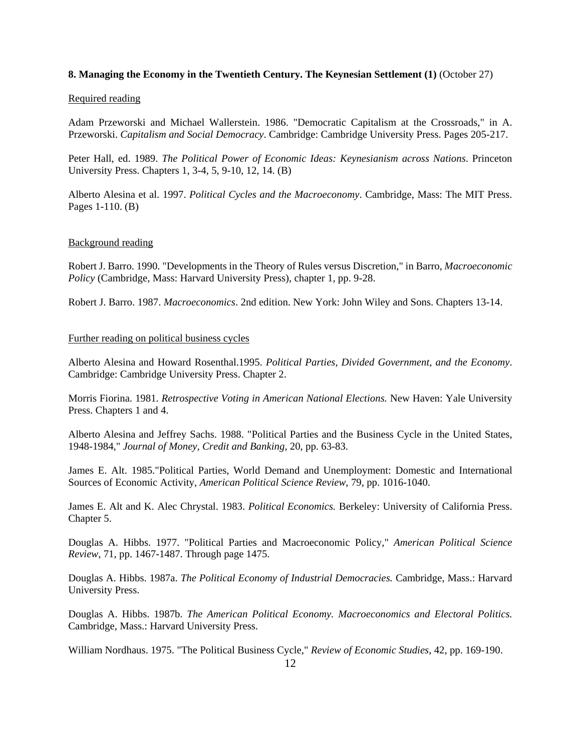**8. Managing the Economy in the Twentieth Century. The Keynesian Settlement (1)** (October 27)

Required reading

Adam Przeworski and Michael Wallerstein. 1986. "Democratic Capitalism at the Crossroads," in A. Przeworski. *Capitalism and Social Democracy*. Cambridge: Cambridge University Press. Pages 205-217.

Peter Hall, ed. 1989. *The Political Power of Economic Ideas: Keynesianism across Nations*. Princeton University Press. Chapters 1, 3-4, 5, 9-10, 12, 14. (B)

Alberto Alesina et al. 1997. *Political Cycles and the Macroeconomy*. Cambridge, Mass: The MIT Press. Pages 1-110. (B)

Background reading

Robert J. Barro. 1990. "Developments in the Theory of Rules versus Discretion," in Barro, *Macroeconomic Policy* (Cambridge, Mass: Harvard University Press), chapter 1, pp. 9-28.

Robert J. Barro. 1987. *Macroeconomics*. 2nd edition. New York: John Wiley and Sons. Chapters 13-14.

Further reading on political business cycles

Alberto Alesina and Howard Rosenthal.1995. *Political Parties, Divided Government, and the Economy*. Cambridge: Cambridge University Press. Chapter 2.

Morris Fiorina. 1981. *Retrospective Voting in American National Elections.* New Haven: Yale University Press. Chapters 1 and 4.

Alberto Alesina and Jeffrey Sachs. 1988. "Political Parties and the Business Cycle in the United States, 1948-1984," *Journal of Money, Credit and Banking*, 20, pp. 63-83.

James E. Alt. 1985."Political Parties, World Demand and Unemployment: Domestic and International Sources of Economic Activity, *American Political Science Review*, 79, pp. 1016-1040.

James E. Alt and K. Alec Chrystal. 1983. *Political Economics.* Berkeley: University of California Press. Chapter 5.

Douglas A. Hibbs. 1977. "Political Parties and Macroeconomic Policy," *American Political Science Review*, 71, pp. 1467-1487. Through page 1475.

Douglas A. Hibbs. 1987a. *The Political Economy of Industrial Democracies.* Cambridge, Mass.: Harvard University Press.

Douglas A. Hibbs. 1987b. *The American Political Economy. Macroeconomics and Electoral Politics.* Cambridge, Mass.: Harvard University Press.

William Nordhaus. 1975. "The Political Business Cycle," *Review of Economic Studies*, 42, pp. 169-190.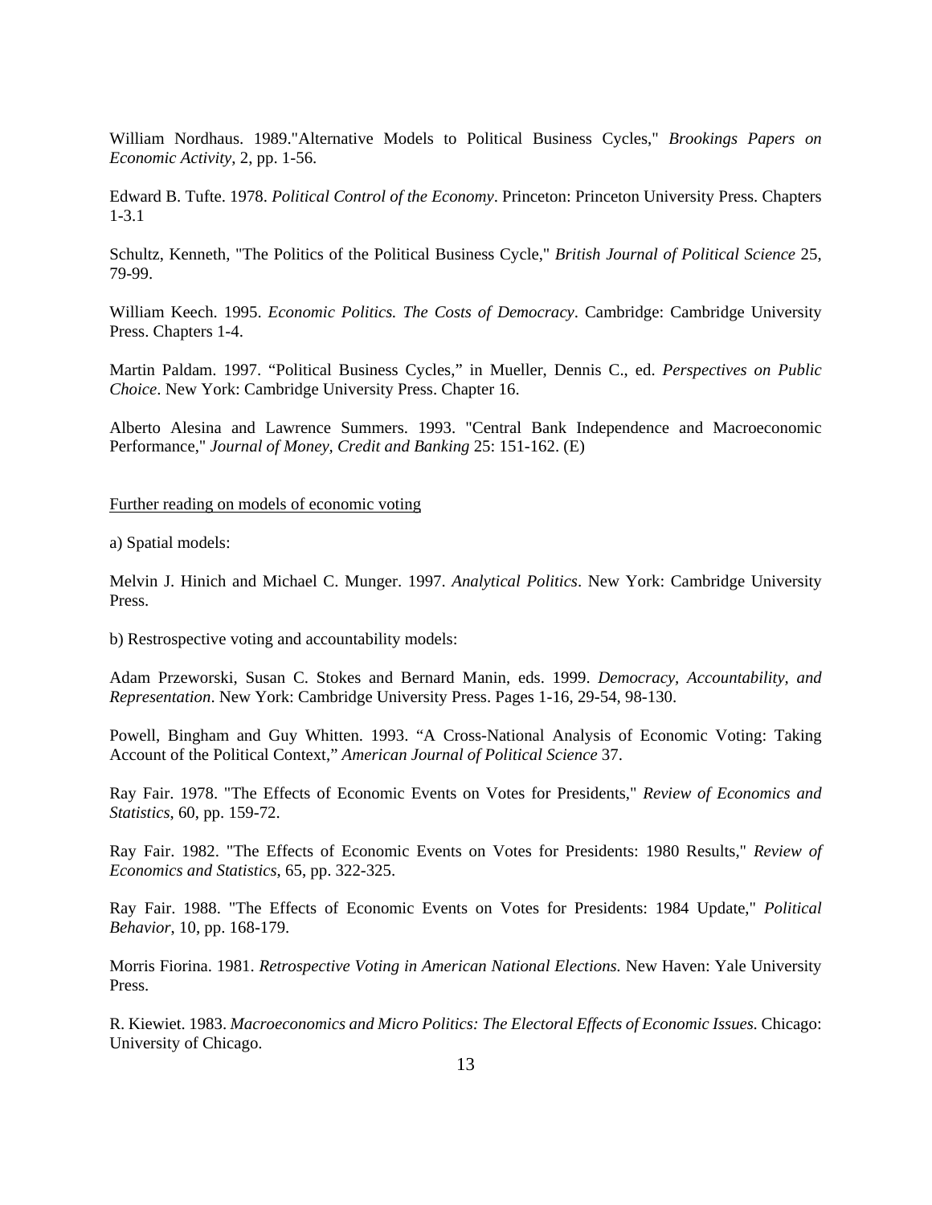William Nordhaus. 1989."Alternative Models to Political Business Cycles," *Brookings Papers on Economic Activity*, 2, pp. 1-56.

Edward B. Tufte. 1978. *Political Control of the Economy*. Princeton: Princeton University Press. Chapters 1-3.1

Schultz, Kenneth, "The Politics of the Political Business Cycle," *British Journal of Political Science* 25, 79-99.

William Keech. 1995. *Economic Politics. The Costs of Democracy*. Cambridge: Cambridge University Press. Chapters 1-4.

Martin Paldam. 1997. "Political Business Cycles," in Mueller, Dennis C., ed. *Perspectives on Public Choice*. New York: Cambridge University Press. Chapter 16.

Alberto Alesina and Lawrence Summers. 1993. "Central Bank Independence and Macroeconomic Performance," *Journal of Money, Credit and Banking* 25: 151-162. (E)

<u>Further reading on models of economic voting</u>

a) Spatial models:

Melvin J. Hinich and Michael C. Munger. 1997. *Analytical Politics*. New York: Cambridge University Press.

b) Restrospective voting and accountability models:

Adam Przeworski, Susan C. Stokes and Bernard Manin, eds. 1999. *Democracy, Accountability, and Representation*. New York: Cambridge University Press. Pages 1-16, 29-54, 98-130.

Powell, Bingham and Guy Whitten. 1993. "A Cross-National Analysis of Economic Voting: Taking Account of the Political Context," *American Journal of Political Science* 37.

Ray Fair. 1978. "The Effects of Economic Events on Votes for Presidents," *Review of Economics and Statistics*, 60, pp. 159-72.

Ray Fair. 1982. "The Effects of Economic Events on Votes for Presidents: 1980 Results," *Review of Economics and Statistics*, 65, pp. 322-325.

Ray Fair. 1988. "The Effects of Economic Events on Votes for Presidents: 1984 Update," *Political Behavior*, 10, pp. 168-179.

Morris Fiorina. 1981. *Retrospective Voting in American National Elections.* New Haven: Yale University Press.

R. Kiewiet. 1983. *Macroeconomics and Micro Politics: The Electoral Effects of Economic Issues.* Chicago: University of Chicago.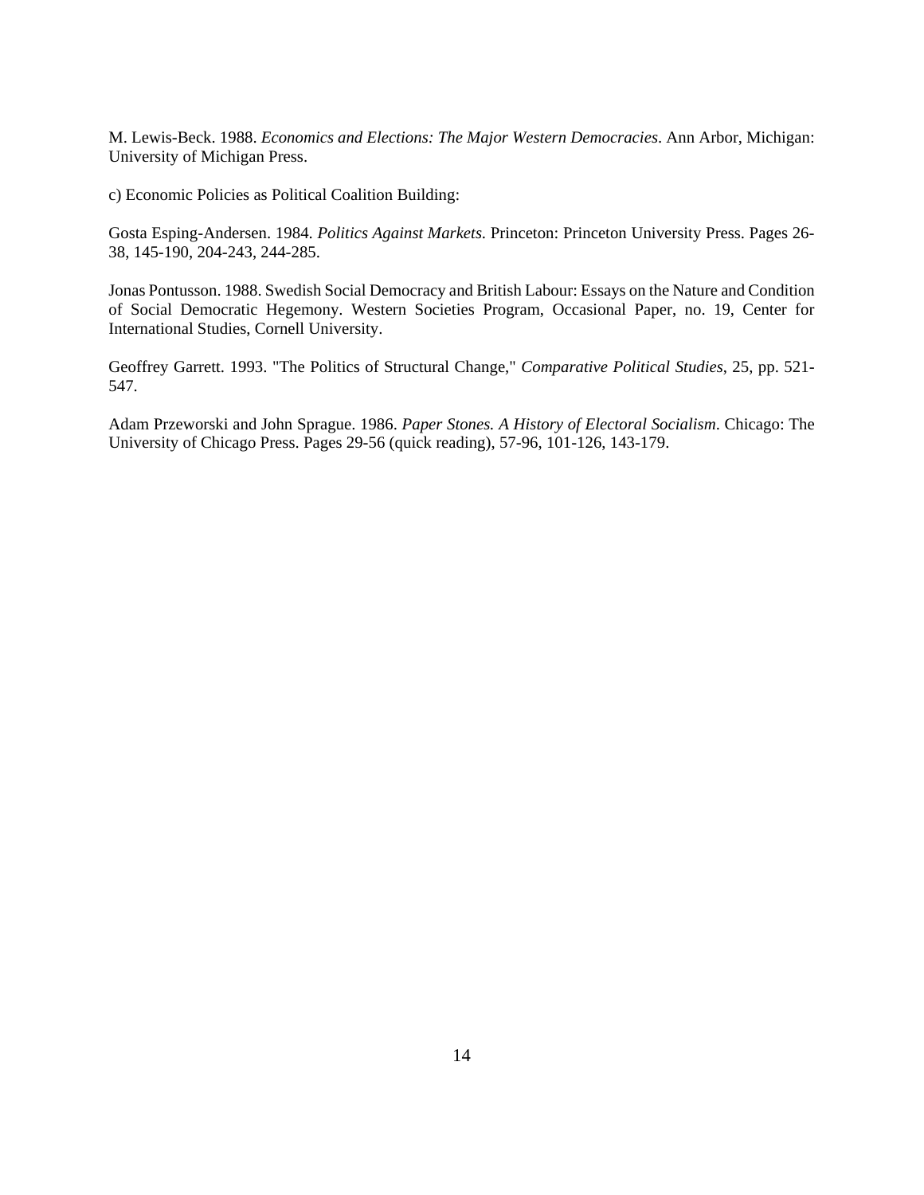M. Lewis-Beck. 1988. *Economics and Elections: The Major Western Democracies*. Ann Arbor, Michigan: University of Michigan Press.

c) Economic Policies as Political Coalition Building:

Gosta Esping-Andersen. 1984. *Politics Against Markets.* Princeton: Princeton University Press. Pages 26-38, 145-190, 204-243, 244-285.

Jonas Pontusson. 1988. Swedish Social Democracy and British Labour: Essays on the Nature and Condition of Social Democratic Hegemony. Western Societies Program, Occasional Paper, no. 19, Center for International Studies, Cornell University.

Geoffrey Garrett. 1993. "The Politics of Structural Change," *Comparative Political Studies*, 25, pp. 521-547.

Adam Przeworski and John Sprague. 1986. *Paper Stones. A History of Electoral Socialism*. Chicago: The University of Chicago Press. Pages 29-56 (quick reading), 57-96, 101-126, 143-179.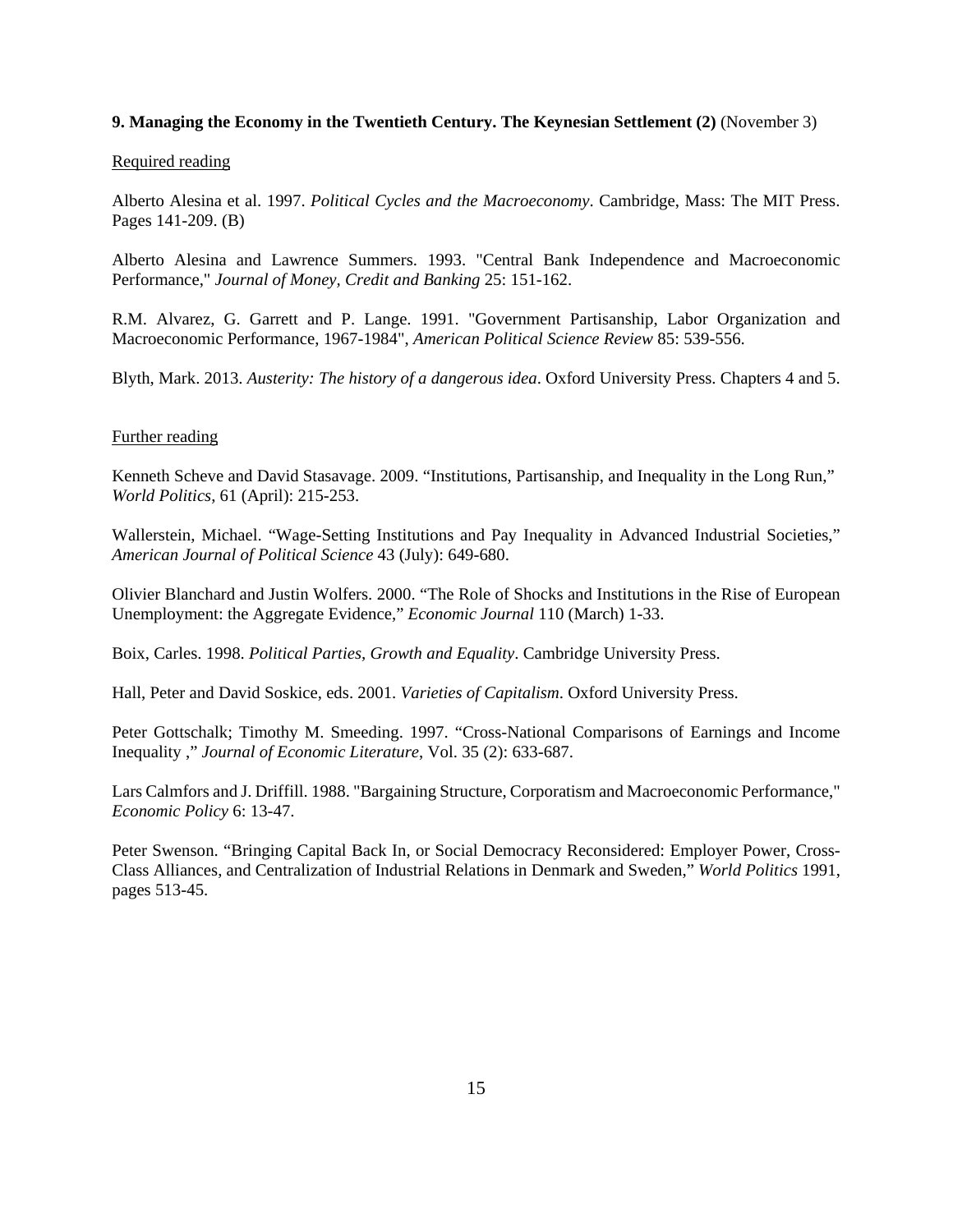**9. Managing the Economy in the Twentieth Century. The Keynesian Settlement (2)** (November 3)

Required reading

Alberto Alesina et al. 1997. *Political Cycles and the Macroeconomy*. Cambridge, Mass: The MIT Press. Pages 141-209. (B)

Alberto Alesina and Lawrence Summers. 1993. "Central Bank Independence and Macroeconomic Performance," *Journal of Money, Credit and Banking* 25: 151-162.

R.M. Alvarez, G. Garrett and P. Lange. 1991. "Government Partisanship, Labor Organization and Macroeconomic Performance, 1967-1984", *American Political Science Review* 85: 539-556.

Blyth, Mark. 2013. *Austerity: The history of a dangerous idea*. Oxford University Press. Chapters 4 and 5.

Further reading

Kenneth Scheve and David Stasavage. 2009. "Institutions, Partisanship, and Inequality in the Long Run," *World Politics*, 61 (April): 215-253.

Wallerstein, Michael. "Wage-Setting Institutions and Pay Inequality in Advanced Industrial Societies," *American Journal of Political Science* 43 (July): 649-680.

Olivier Blanchard and Justin Wolfers. 2000. "The Role of Shocks and Institutions in the Rise of European Unemployment: the Aggregate Evidence," *Economic Journal* 110 (March) 1-33.

Boix, Carles. 1998. *Political Parties, Growth and Equality*. Cambridge University Press.

Hall, Peter and David Soskice, eds. 2001. *Varieties of Capitalism*. Oxford University Press.

Peter Gottschalk; Timothy M. Smeeding. 1997. "Cross-National Comparisons of Earnings and Income Inequality ," *Journal of Economic Literature*, Vol. 35 (2): 633-687.

Lars Calmfors and J. Driffill. 1988. "Bargaining Structure, Corporatism and Macroeconomic Performance," *Economic Policy* 6: 13-47.

Peter Swenson. "Bringing Capital Back In, or Social Democracy Reconsidered: Employer Power, Cross-Class Alliances, and Centralization of Industrial Relations in Denmark and Sweden," *World Politics* 1991, pages 513-45.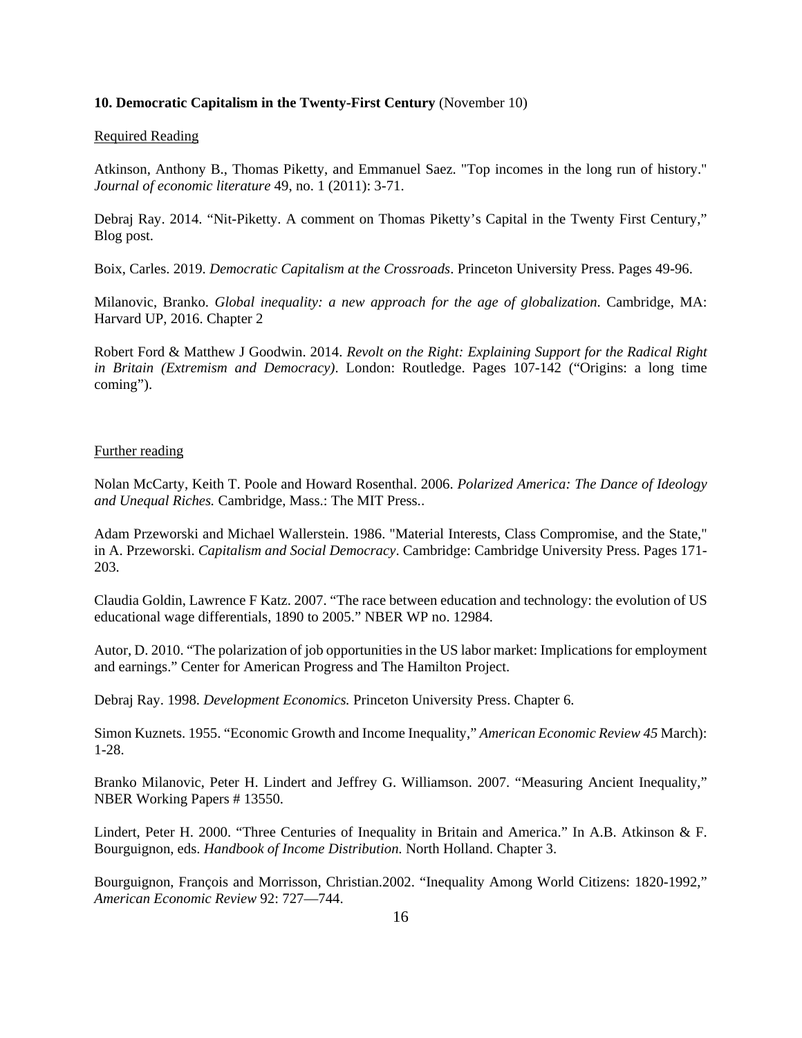**10. Democratic Capitalism in the Twenty-First Century** (November 10)

Required Reading

Atkinson, Anthony B., Thomas Piketty, and Emmanuel Saez. "Top incomes in the long run of history." *Journal of economic literature* 49, no. 1 (2011): 3-71.

Debraj Ray. 2014. "Nit-Piketty. A comment on Thomas Piketty's Capital in the Twenty First Century," Blog post.

Boix, Carles. 2019. *Democratic Capitalism at the Crossroads*. Princeton University Press. Pages 49-96.

Milanovic, Branko. *Global inequality: a new approach for the age of globalization*. Cambridge, MA: Harvard UP, 2016. Chapter 2

Robert Ford & Matthew J Goodwin. 2014. *Revolt on the Right: Explaining Support for the Radical Right in Britain (Extremism and Democracy)*. London: Routledge. Pages 107-142 ("Origins: a long time coming").

Further reading

Nolan McCarty, Keith T. Poole and Howard Rosenthal. 2006. *Polarized America: The Dance of Ideology and Unequal Riches.* Cambridge, Mass.: The MIT Press..

Adam Przeworski and Michael Wallerstein. 1986. "Material Interests, Class Compromise, and the State," in A. Przeworski. *Capitalism and Social Democracy*. Cambridge: Cambridge University Press. Pages 171-203.

Claudia Goldin, Lawrence F Katz. 2007. "The race between education and technology: the evolution of US educational wage differentials, 1890 to 2005." NBER WP no. 12984.

Autor, D. 2010. "The polarization of job opportunities in the US labor market: Implications for employment and earnings." Center for American Progress and The Hamilton Project.

Debraj Ray. 1998. *Development Economics.* Princeton University Press. Chapter 6.

Simon Kuznets. 1955. "Economic Growth and Income Inequality," *American Economic Review 45* March): 1-28.

Branko Milanovic, Peter H. Lindert and Jeffrey G. Williamson. 2007. "Measuring Ancient Inequality," NBER Working Papers # 13550.

Lindert, Peter H. 2000. "Three Centuries of Inequality in Britain and America." In A.B. Atkinson & F. Bourguignon, eds. *Handbook of Income Distribution.* North Holland. Chapter 3.

Bourguignon, François and Morrisson, Christian.2002. "Inequality Among World Citizens: 1820-1992," *American Economic Review* 92: 727—744.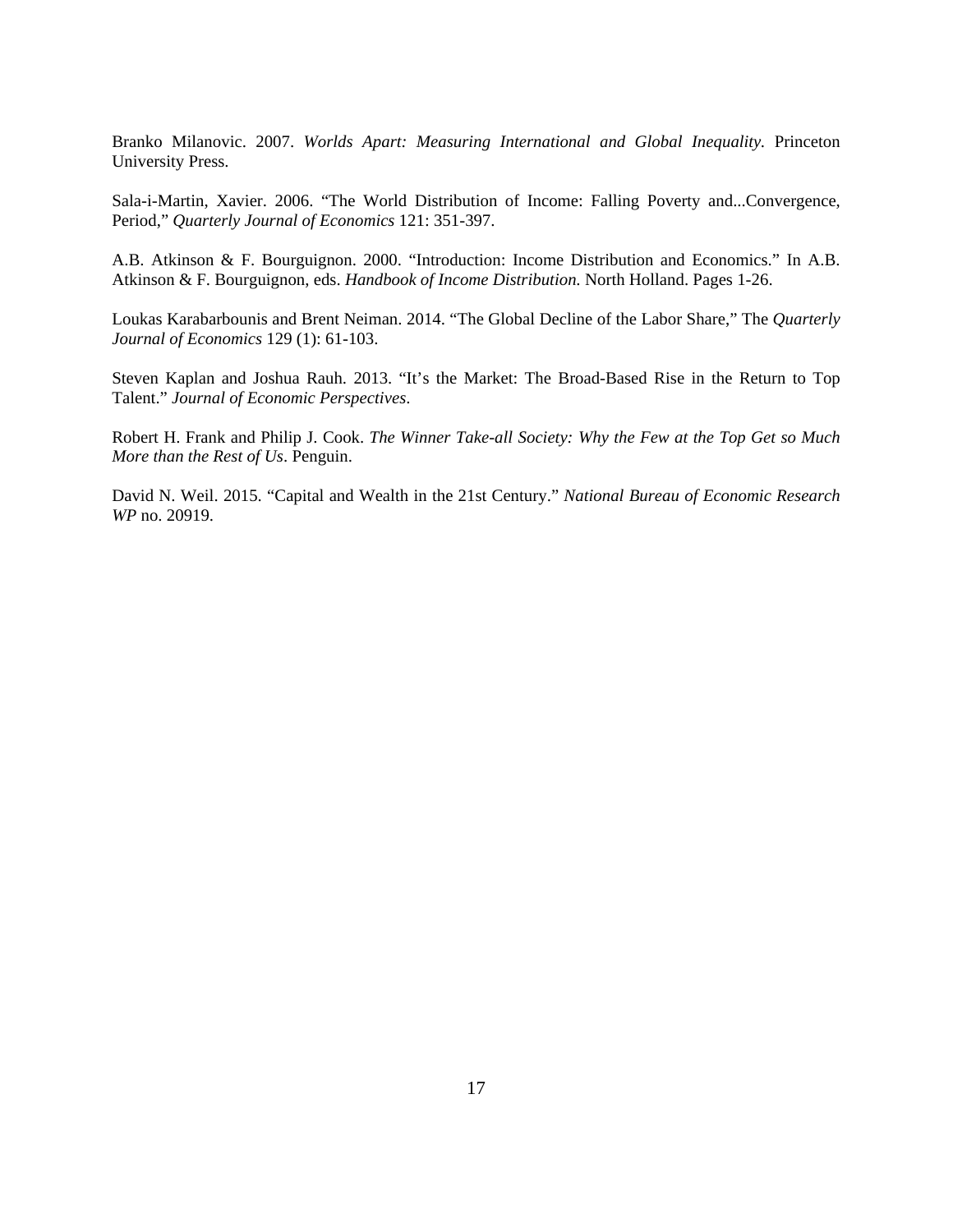Branko Milanovic. 2007. *Worlds Apart: Measuring International and Global Inequality.* Princeton University Press.

Sala-i-Martin, Xavier. 2006. "The World Distribution of Income: Falling Poverty and...Convergence, Period," *Quarterly Journal of Economics* 121: 351-397.

A.B. Atkinson & F. Bourguignon. 2000. "Introduction: Income Distribution and Economics." In A.B. Atkinson & F. Bourguignon, eds. *Handbook of Income Distribution.* North Holland. Pages 1-26.

Loukas Karabarbounis and Brent Neiman. 2014. "The Global Decline of the Labor Share," The *Quarterly Journal of Economics* 129 (1): 61-103.

Steven Kaplan and Joshua Rauh. 2013. "It's the Market: The Broad-Based Rise in the Return to Top Talent." *Journal of Economic Perspectives*.

Robert H. Frank and Philip J. Cook. *The Winner Take-all Society: Why the Few at the Top Get so Much More than the Rest of Us*. Penguin.

David N. Weil. 2015. "Capital and Wealth in the 21st Century." *National Bureau of Economic Research WP* no. 20919.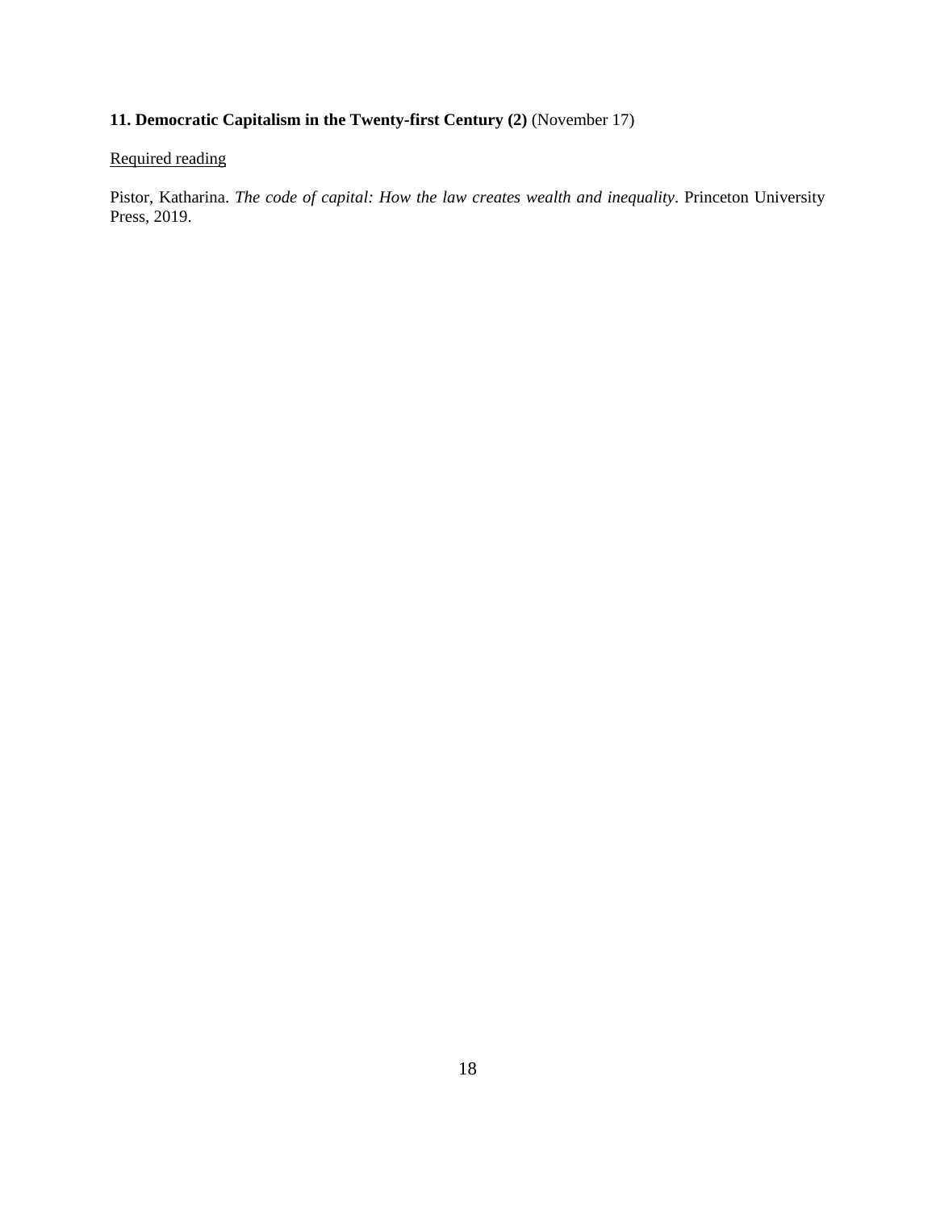**11. Democratic Capitalism in the Twenty-first Century (2)** (November 17)

Required reading

Pistor, Katharina. *The code of capital: How the law creates wealth and inequality*. Princeton University Press, 2019.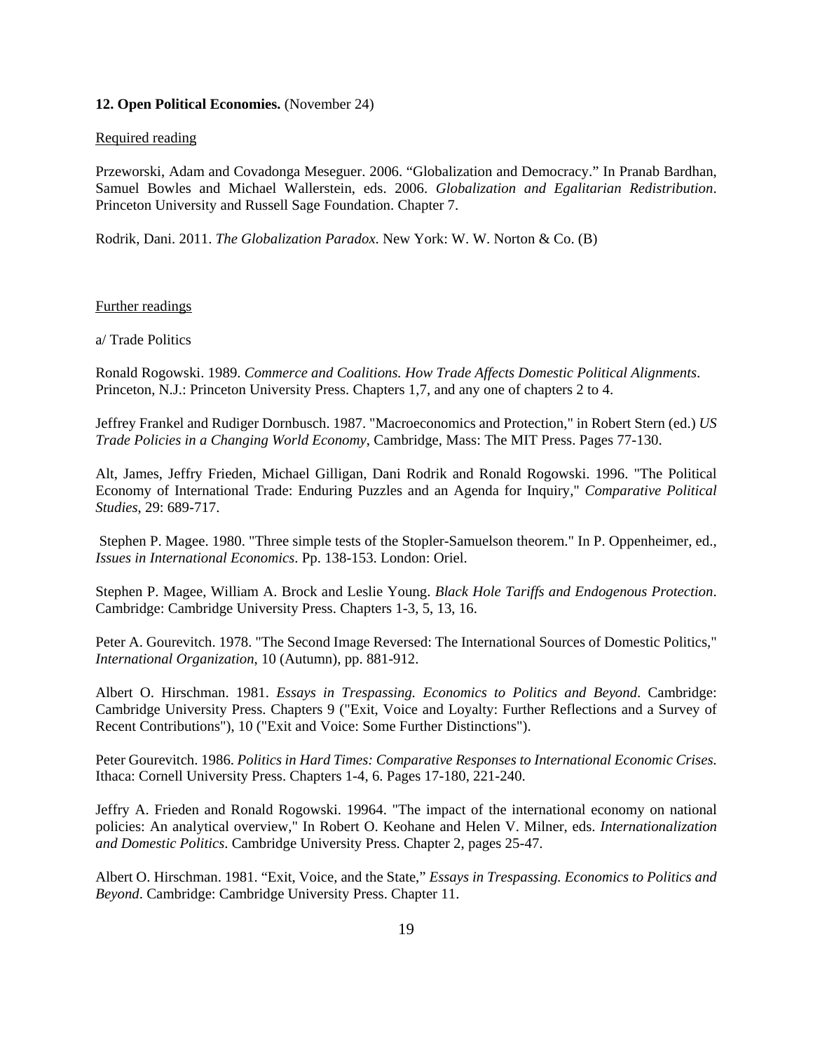**12. Open Political Economies.** (November 24)

Required reading

Przeworski, Adam and Covadonga Meseguer. 2006. "Globalization and Democracy." In Pranab Bardhan, Samuel Bowles and Michael Wallerstein, eds. 2006. *Globalization and Egalitarian Redistribution*. Princeton University and Russell Sage Foundation. Chapter 7.

Rodrik, Dani. 2011. *The Globalization Paradox*. New York: W. W. Norton & Co. (B)

Further readings

a/ Trade Politics

Ronald Rogowski. 1989. *Commerce and Coalitions. How Trade Affects Domestic Political Alignments*. Princeton, N.J.: Princeton University Press. Chapters 1,7, and any one of chapters 2 to 4.

Jeffrey Frankel and Rudiger Dornbusch. 1987. "Macroeconomics and Protection," in Robert Stern (ed.) *US Trade Policies in a Changing World Economy*, Cambridge, Mass: The MIT Press. Pages 77-130.

Alt, James, Jeffry Frieden, Michael Gilligan, Dani Rodrik and Ronald Rogowski. 1996. "The Political Economy of International Trade: Enduring Puzzles and an Agenda for Inquiry," *Comparative Political Studies*, 29: 689-717.

Stephen P. Magee. 1980. "Three simple tests of the Stopler-Samuelson theorem." In P. Oppenheimer, ed., *Issues in International Economics*. Pp. 138-153. London: Oriel.

Stephen P. Magee, William A. Brock and Leslie Young. *Black Hole Tariffs and Endogenous Protection*. Cambridge: Cambridge University Press. Chapters 1-3, 5, 13, 16.

Peter A. Gourevitch. 1978. "The Second Image Reversed: The International Sources of Domestic Politics," *International Organization*, 10 (Autumn), pp. 881-912.

Albert O. Hirschman. 1981. *Essays in Trespassing. Economics to Politics and Beyond*. Cambridge: Cambridge University Press. Chapters 9 ("Exit, Voice and Loyalty: Further Reflections and a Survey of Recent Contributions"), 10 ("Exit and Voice: Some Further Distinctions").

Peter Gourevitch. 1986. *Politics in Hard Times: Comparative Responses to International Economic Crises*. Ithaca: Cornell University Press. Chapters 1-4, 6. Pages 17-180, 221-240.

Jeffry A. Frieden and Ronald Rogowski. 19964. "The impact of the international economy on national policies: An analytical overview," In Robert O. Keohane and Helen V. Milner, eds. *Internationalization and Domestic Politics*. Cambridge University Press. Chapter 2, pages 25-47.

Albert O. Hirschman. 1981. "Exit, Voice, and the State," *Essays in Trespassing. Economics to Politics and Beyond*. Cambridge: Cambridge University Press. Chapter 11.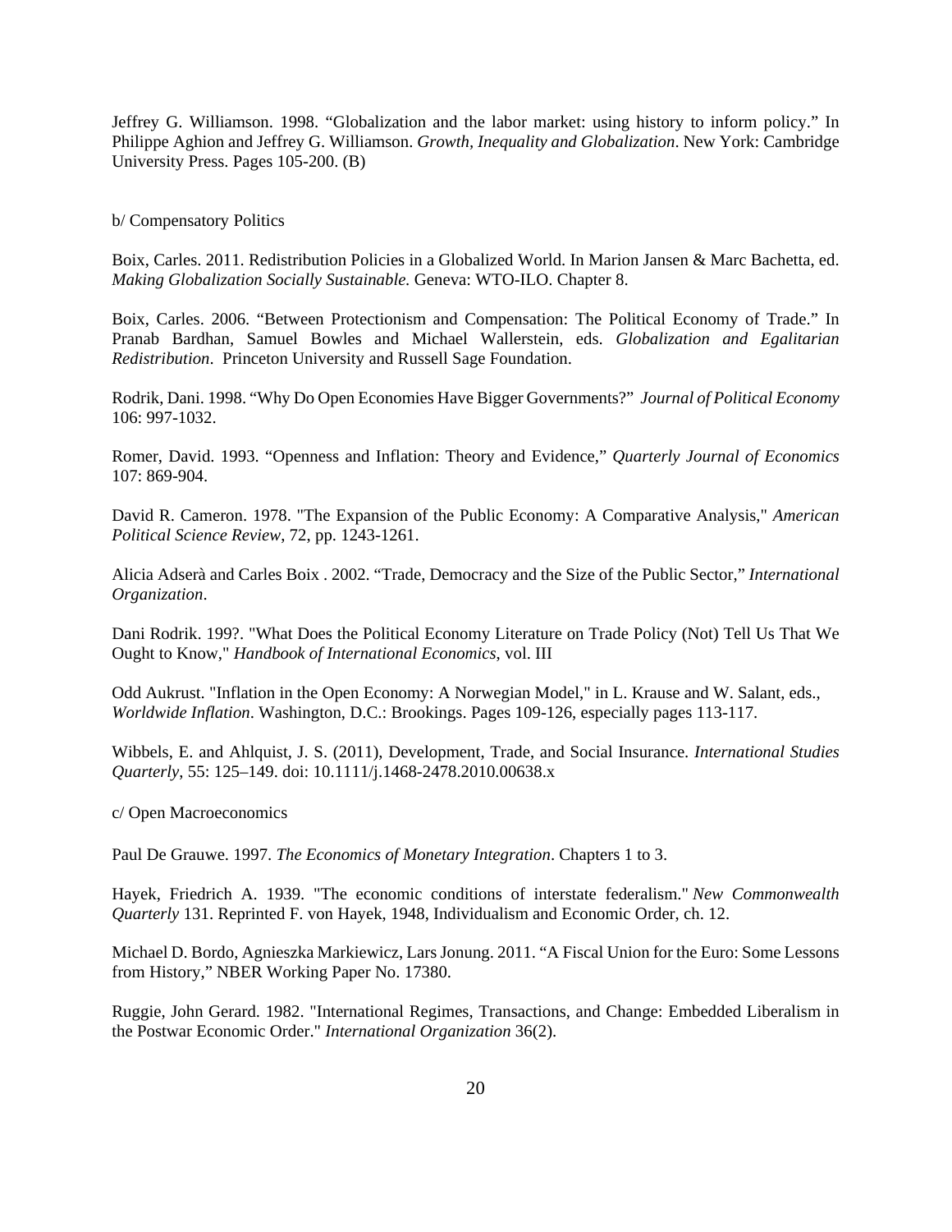Jeffrey G. Williamson. 1998. "Globalization and the labor market: using history to inform policy." In Philippe Aghion and Jeffrey G. Williamson. *Growth, Inequality and Globalization*. New York: Cambridge University Press. Pages 105-200. (B)

b/ Compensatory Politics

Boix, Carles. 2011. Redistribution Policies in a Globalized World. In Marion Jansen & Marc Bachetta, ed. *Making Globalization Socially Sustainable.* Geneva: WTO-ILO. Chapter 8.

Boix, Carles. 2006. "Between Protectionism and Compensation: The Political Economy of Trade." In Pranab Bardhan, Samuel Bowles and Michael Wallerstein, eds. *Globalization and Egalitarian Redistribution*. Princeton University and Russell Sage Foundation.

Rodrik, Dani. 1998. "Why Do Open Economies Have Bigger Governments?" *Journal of Political Economy* 106: 997-1032.

Romer, David. 1993. "Openness and Inflation: Theory and Evidence," *Quarterly Journal of Economics* 107: 869-904.

David R. Cameron. 1978. "The Expansion of the Public Economy: A Comparative Analysis," *American Political Science Review*, 72, pp. 1243-1261.

Alicia Adserà and Carles Boix . 2002. "Trade, Democracy and the Size of the Public Sector," *International Organization*.

Dani Rodrik. 199?. "What Does the Political Economy Literature on Trade Policy (Not) Tell Us That We Ought to Know," *Handbook of International Economics*, vol. III

Odd Aukrust. "Inflation in the Open Economy: A Norwegian Model," in L. Krause and W. Salant, eds., *Worldwide Inflation*. Washington, D.C.: Brookings. Pages 109-126, especially pages 113-117.

Wibbels, E. and Ahlquist, J. S. (2011), Development, Trade, and Social Insurance. *International Studies Quarterly*, 55: 125–149. doi: 10.1111/j.1468-2478.2010.00638.x

c/ Open Macroeconomics

Paul De Grauwe. 1997. *The Economics of Monetary Integration*. Chapters 1 to 3.

Hayek, Friedrich A. 1939. "The economic conditions of interstate federalism." *New Commonwealth Quarterly* 131. Reprinted F. von Hayek, 1948, Individualism and Economic Order, ch. 12.

Michael D. Bordo, Agnieszka Markiewicz, Lars Jonung. 2011. "A Fiscal Union for the Euro: Some Lessons from History," NBER Working Paper No. 17380.

Ruggie, John Gerard. 1982. "International Regimes, Transactions, and Change: Embedded Liberalism in the Postwar Economic Order." *International Organization* 36(2).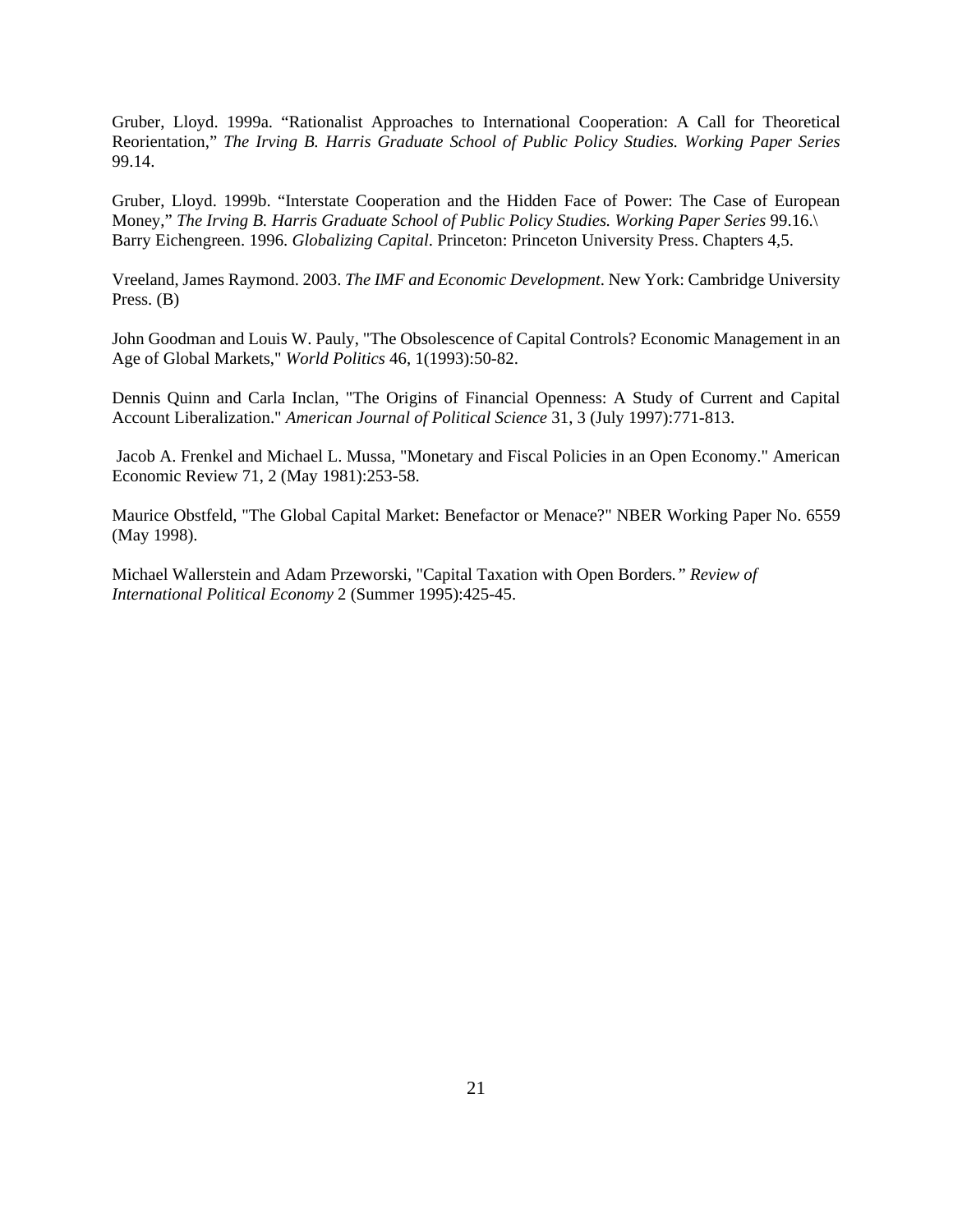Gruber, Lloyd. 1999a. "Rationalist Approaches to International Cooperation: A Call for Theoretical Reorientation," *The Irving B. Harris Graduate School of Public Policy Studies. Working Paper Series* 99.14.

Gruber, Lloyd. 1999b. "Interstate Cooperation and the Hidden Face of Power: The Case of European Money," *The Irving B. Harris Graduate School of Public Policy Studies. Working Paper Series* 99.16.\
Barry Eichengreen. 1996. *Globalizing Capital*. Princeton: Princeton University Press. Chapters 4,5.

Vreeland, James Raymond. 2003. *The IMF and Economic Development*. New York: Cambridge University Press. (B)

John Goodman and Louis W. Pauly, "The Obsolescence of Capital Controls? Economic Management in an Age of Global Markets," *World Politics* 46, 1(1993):50-82.

Dennis Quinn and Carla Inclan, "The Origins of Financial Openness: A Study of Current and Capital Account Liberalization." *American Journal of Political Science* 31, 3 (July 1997):771-813.

Jacob A. Frenkel and Michael L. Mussa, "Monetary and Fiscal Policies in an Open Economy." American Economic Review 71, 2 (May 1981):253-58.

Maurice Obstfeld, "The Global Capital Market: Benefactor or Menace?" NBER Working Paper No. 6559 (May 1998).

Michael Wallerstein and Adam Przeworski, "Capital Taxation with Open Borders*." Review of International Political Economy* 2 (Summer 1995):425-45.